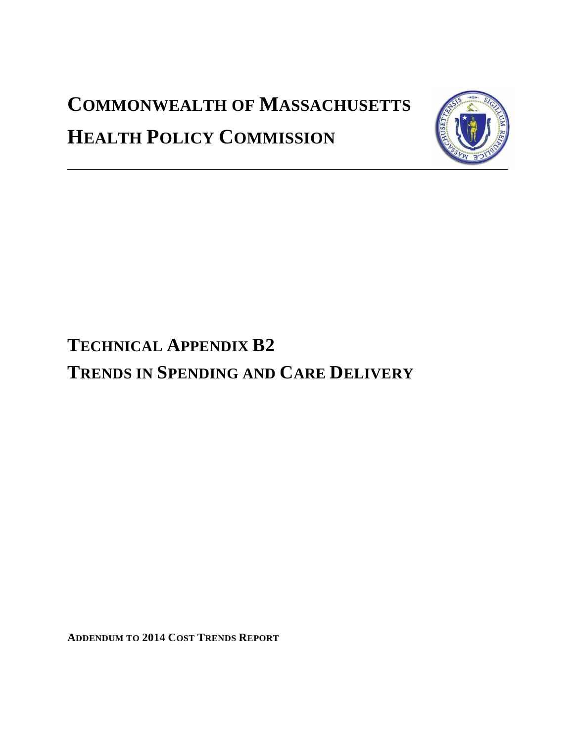# COMMONWEALTH OF MASSACHUSETTS

# HEALTH POLICY COMMISSION

## TECHNICAL APPENDIX B2

## TRENDS IN SPENDING AND CARE DELIVERY

**ADDENDUM TO 2014 COST TRENDS REPORT**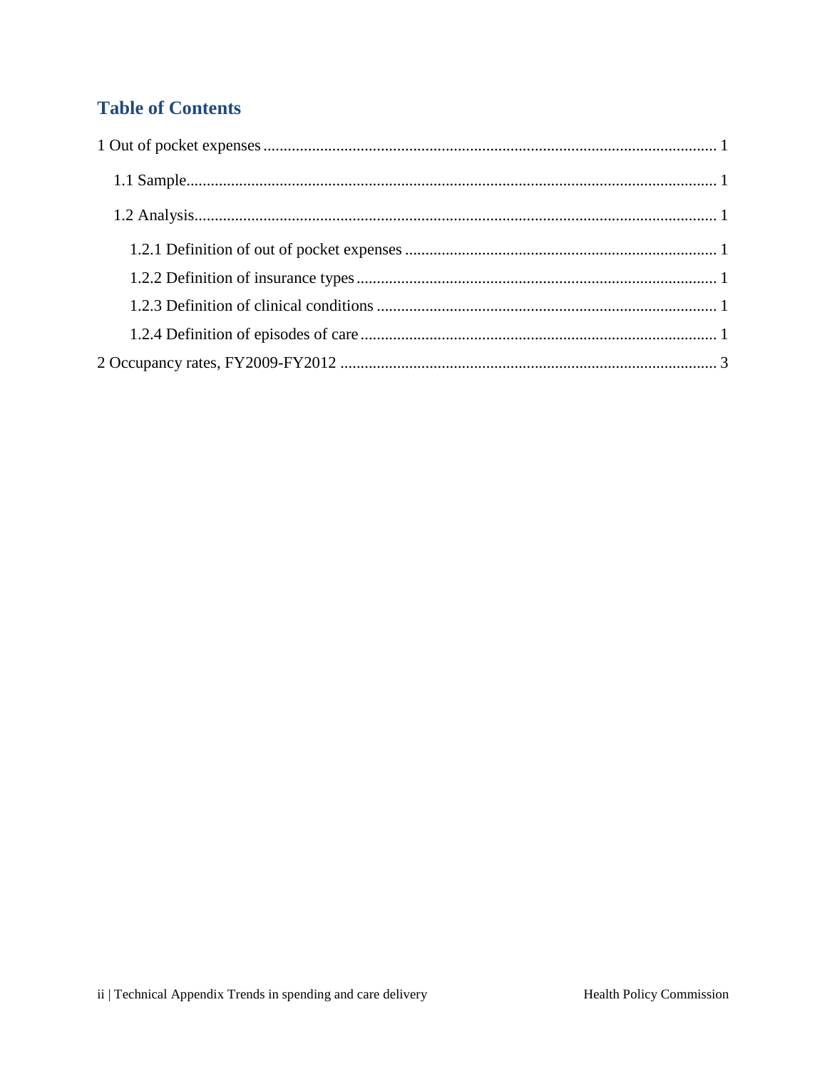# Table of Contents

1 Out of pocket expenses ................................................................................................................ 1

1.1 Sample.................................................................................................................................. 1

1.2 Analysis................................................................................................................................. 1

1.2.1 Definition of out of pocket expenses ............................................................................ 1

1.2.2 Definition of insurance types ........................................................................................ 1

1.2.3 Definition of clinical conditions ................................................................................... 1

1.2.4 Definition of episodes of care ....................................................................................... 1

2 Occupancy rates, FY2009-FY2012 ............................................................................................. 3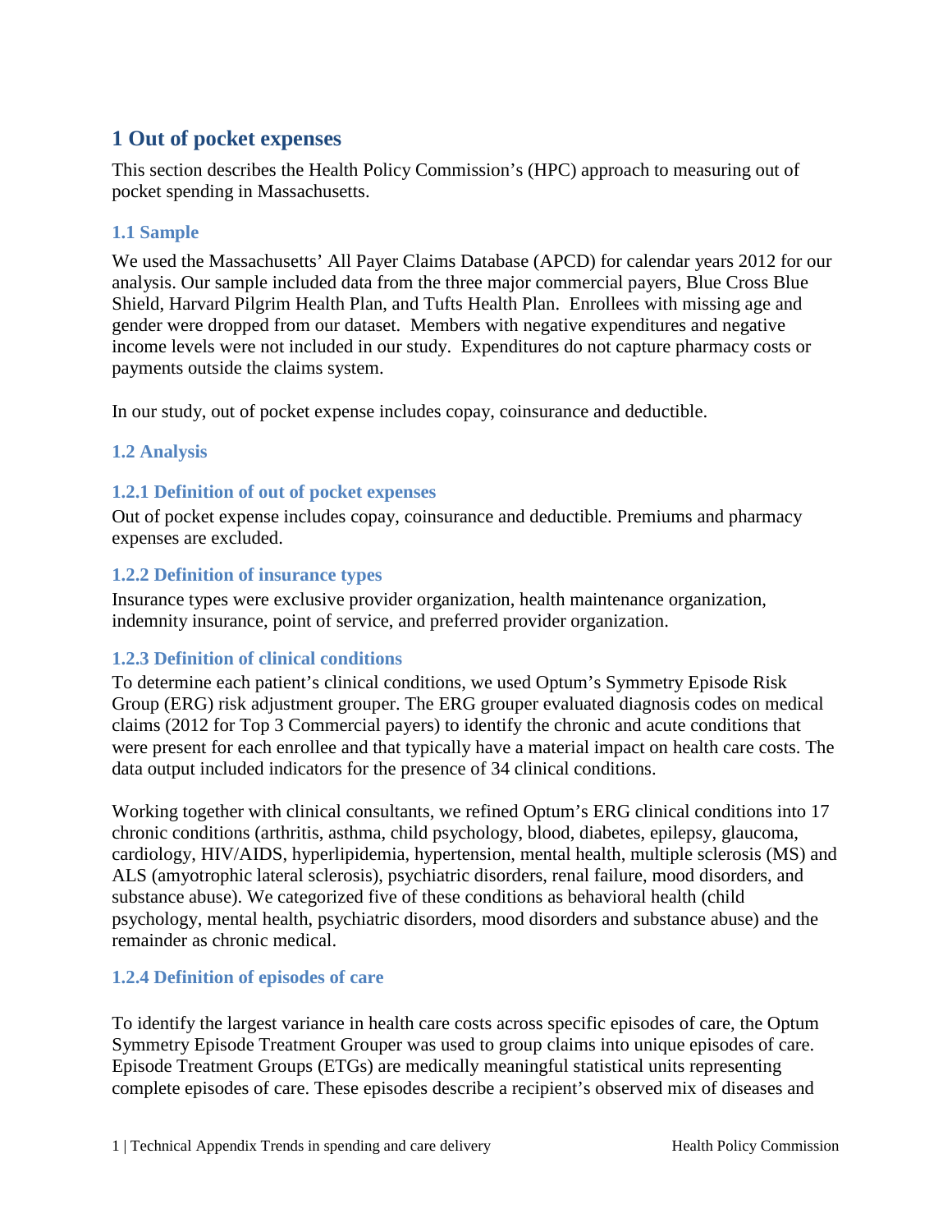# 1 Out of pocket expenses

This section describes the Health Policy Commission's (HPC) approach to measuring out of pocket spending in Massachusetts.

## 1.1 Sample

We used the Massachusetts' All Payer Claims Database (APCD) for calendar years 2012 for our analysis. Our sample included data from the three major commercial payers, Blue Cross Blue Shield, Harvard Pilgrim Health Plan, and Tufts Health Plan. Enrollees with missing age and gender were dropped from our dataset. Members with negative expenditures and negative income levels were not included in our study. Expenditures do not capture pharmacy costs or payments outside the claims system.

In our study, out of pocket expense includes copay, coinsurance and deductible.

## 1.2 Analysis

### 1.2.1 Definition of out of pocket expenses

Out of pocket expense includes copay, coinsurance and deductible. Premiums and pharmacy expenses are excluded.

### 1.2.2 Definition of insurance types

Insurance types were exclusive provider organization, health maintenance organization, indemnity insurance, point of service, and preferred provider organization.

### 1.2.3 Definition of clinical conditions

To determine each patient's clinical conditions, we used Optum's Symmetry Episode Risk Group (ERG) risk adjustment grouper. The ERG grouper evaluated diagnosis codes on medical claims (2012 for Top 3 Commercial payers) to identify the chronic and acute conditions that were present for each enrollee and that typically have a material impact on health care costs. The data output included indicators for the presence of 34 clinical conditions.

Working together with clinical consultants, we refined Optum's ERG clinical conditions into 17 chronic conditions (arthritis, asthma, child psychology, blood, diabetes, epilepsy, glaucoma, cardiology, HIV/AIDS, hyperlipidemia, hypertension, mental health, multiple sclerosis (MS) and ALS (amyotrophic lateral sclerosis), psychiatric disorders, renal failure, mood disorders, and substance abuse). We categorized five of these conditions as behavioral health (child psychology, mental health, psychiatric disorders, mood disorders and substance abuse) and the remainder as chronic medical.

### 1.2.4 Definition of episodes of care

To identify the largest variance in health care costs across specific episodes of care, the Optum Symmetry Episode Treatment Grouper was used to group claims into unique episodes of care. Episode Treatment Groups (ETGs) are medically meaningful statistical units representing complete episodes of care. These episodes describe a recipient's observed mix of diseases and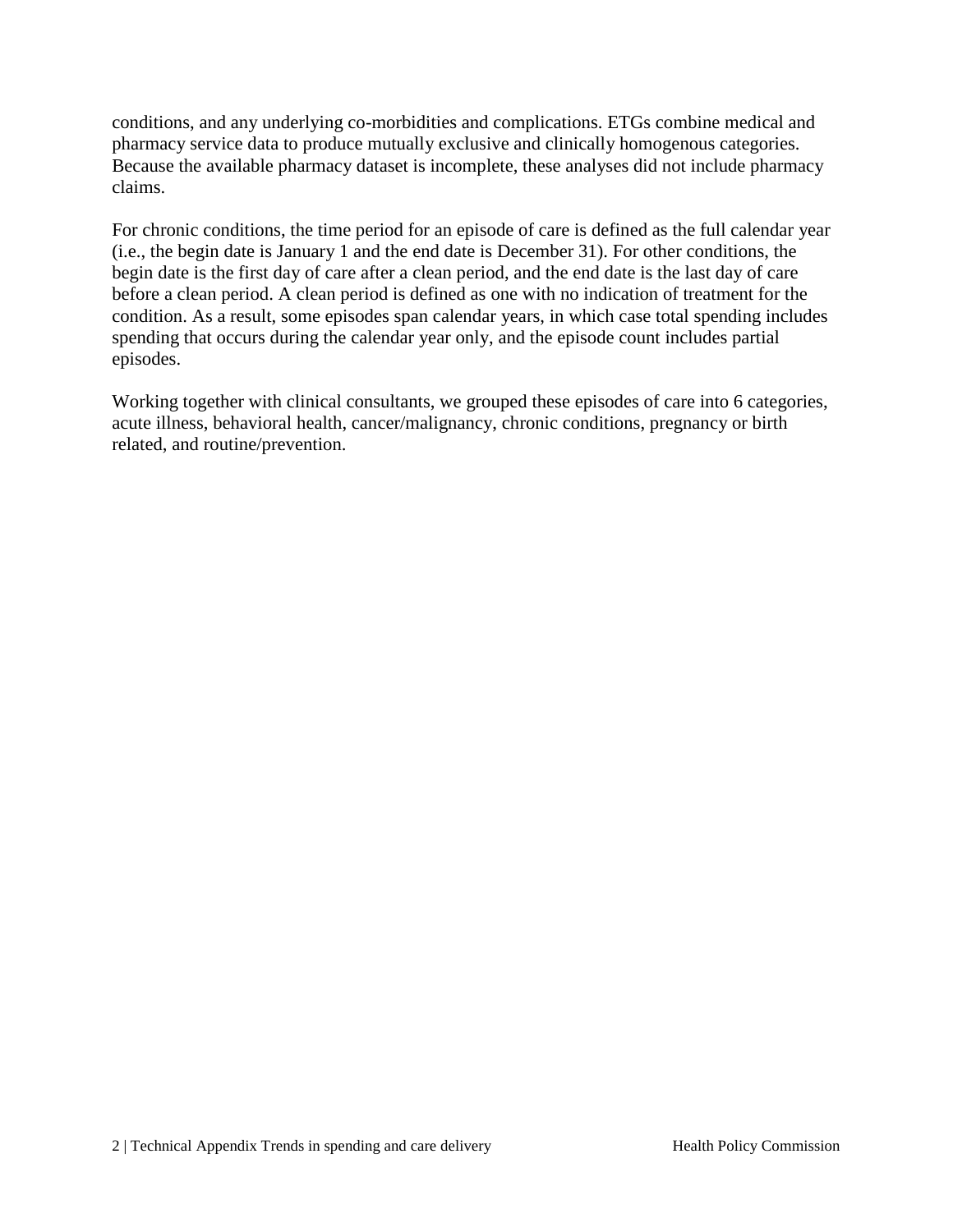conditions, and any underlying co-morbidities and complications. ETGs combine medical and pharmacy service data to produce mutually exclusive and clinically homogenous categories. Because the available pharmacy dataset is incomplete, these analyses did not include pharmacy claims.

For chronic conditions, the time period for an episode of care is defined as the full calendar year (i.e., the begin date is January 1 and the end date is December 31). For other conditions, the begin date is the first day of care after a clean period, and the end date is the last day of care before a clean period. A clean period is defined as one with no indication of treatment for the condition. As a result, some episodes span calendar years, in which case total spending includes spending that occurs during the calendar year only, and the episode count includes partial episodes.

Working together with clinical consultants, we grouped these episodes of care into 6 categories, acute illness, behavioral health, cancer/malignancy, chronic conditions, pregnancy or birth related, and routine/prevention.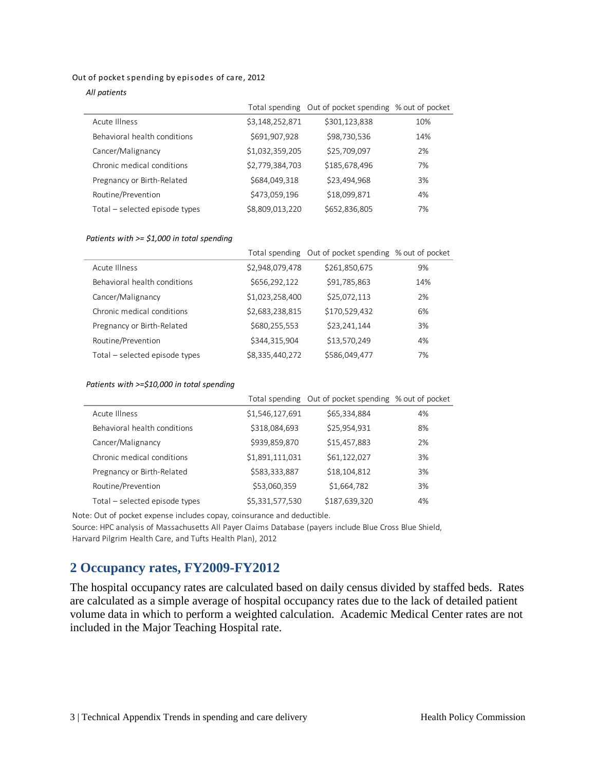Out of pocket spending by episodes of care, 2012

*All patients*

| | Total spending | Out of pocket spending | % out of pocket |
|---|---|---|---|
| Acute Illness | $3,148,252,871 | $301,123,838 | 10% |
| Behavioral health conditions | $691,907,928 | $98,730,536 | 14% |
| Cancer/Malignancy | $1,032,359,205 | $25,709,097 | 2% |
| Chronic medical conditions | $2,779,384,703 | $185,678,496 | 7% |
| Pregnancy or Birth-Related | $684,049,318 | $23,494,968 | 3% |
| Routine/Prevention | $473,059,196 | $18,099,871 | 4% |
| Total – selected episode types | $8,809,013,220 | $652,836,805 | 7% |

*Patients with >= $1,000 in total spending*

| | Total spending | Out of pocket spending | % out of pocket |
|---|---|---|---|
| Acute Illness | $2,948,079,478 | $261,850,675 | 9% |
| Behavioral health conditions | $656,292,122 | $91,785,863 | 14% |
| Cancer/Malignancy | $1,023,258,400 | $25,072,113 | 2% |
| Chronic medical conditions | $2,683,238,815 | $170,529,432 | 6% |
| Pregnancy or Birth-Related | $680,255,553 | $23,241,144 | 3% |
| Routine/Prevention | $344,315,904 | $13,570,249 | 4% |
| Total – selected episode types | $8,335,440,272 | $586,049,477 | 7% |

*Patients with >=$10,000 in total spending*

| | Total spending | Out of pocket spending | % out of pocket |
|---|---|---|---|
| Acute Illness | $1,546,127,691 | $65,334,884 | 4% |
| Behavioral health conditions | $318,084,693 | $25,954,931 | 8% |
| Cancer/Malignancy | $939,859,870 | $15,457,883 | 2% |
| Chronic medical conditions | $1,891,111,031 | $61,122,027 | 3% |
| Pregnancy or Birth-Related | $583,333,887 | $18,104,812 | 3% |
| Routine/Prevention | $53,060,359 | $1,664,782 | 3% |
| Total – selected episode types | $5,331,577,530 | $187,639,320 | 4% |

Note: Out of pocket expense includes copay, coinsurance and deductible.
Source: HPC analysis of Massachusetts All Payer Claims Database (payers include Blue Cross Blue Shield, Harvard Pilgrim Health Care, and Tufts Health Plan), 2012

## 2 Occupancy rates, FY2009-FY2012

The hospital occupancy rates are calculated based on daily census divided by staffed beds. Rates are calculated as a simple average of hospital occupancy rates due to the lack of detailed patient volume data in which to perform a weighted calculation. Academic Medical Center rates are not included in the Major Teaching Hospital rate.